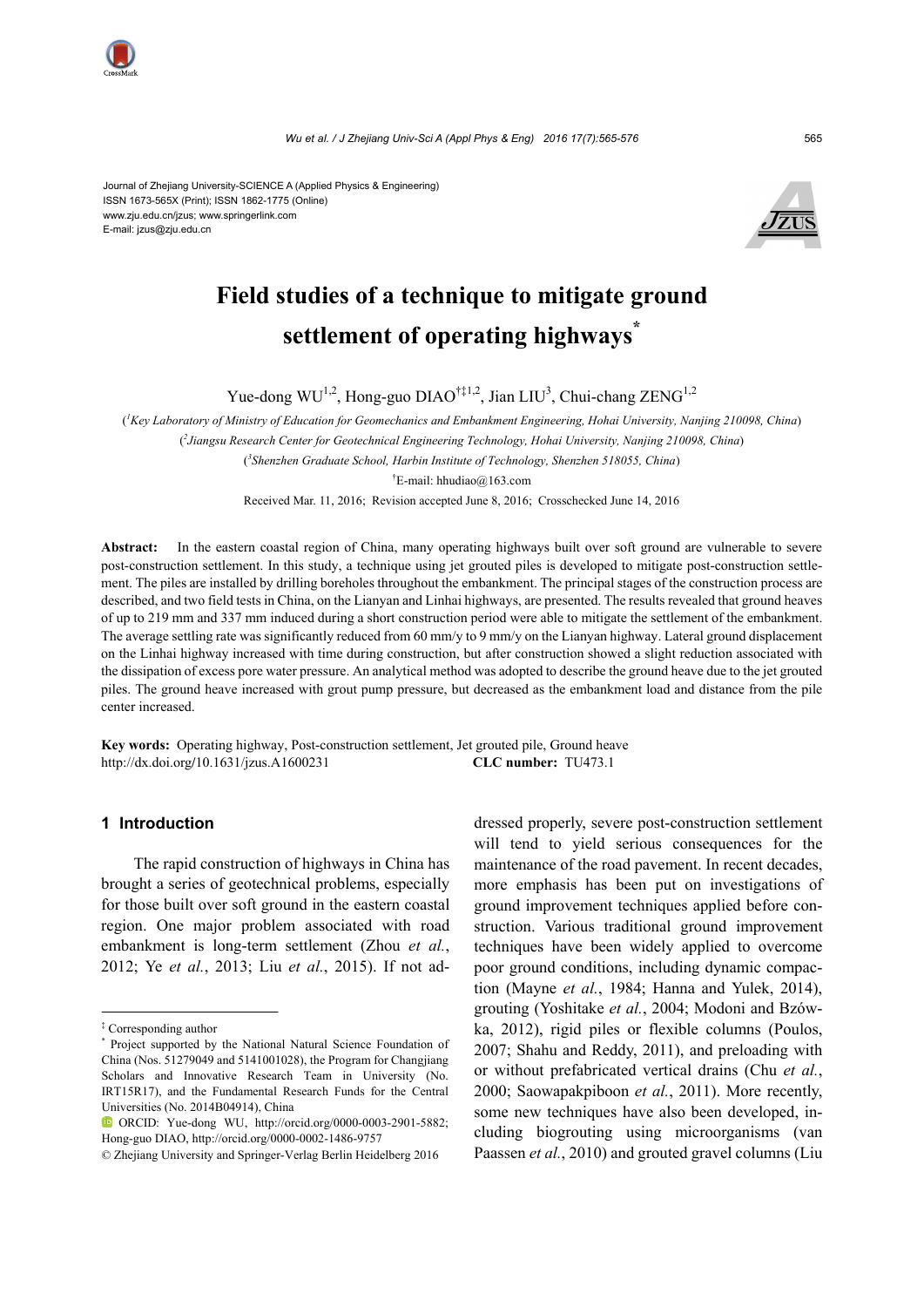Journal of Zhejiang University-SCIENCE A (Applied Physics & Engineering)
ISSN 1673-565X (Print); ISSN 1862-1775 (Online)
www.zju.edu.cn/jzus; www.springerlink.com
E-mail: jzus@zju.edu.cn

# Field studies of a technique to mitigate ground settlement of operating highways*

Yue-dong WU[1,2], Hong-guo DIAO[†‡1,2], Jian LIU[3], Chui-chang ZENG[1,2]

([1]*Key Laboratory of Ministry of Education for Geomechanics and Embankment Engineering, Hohai University, Nanjing 210098, China*)

([2]*Jiangsu Research Center for Geotechnical Engineering Technology, Hohai University, Nanjing 210098, China*)

([3]*Shenzhen Graduate School, Harbin Institute of Technology, Shenzhen 518055, China*)

[†]E-mail: hhudiao@163.com

Received Mar. 11, 2016; Revision accepted June 8, 2016; Crosschecked June 14, 2016

**Abstract:** In the eastern coastal region of China, many operating highways built over soft ground are vulnerable to severe post-construction settlement. In this study, a technique using jet grouted piles is developed to mitigate post-construction settlement. The piles are installed by drilling boreholes throughout the embankment. The principal stages of the construction process are described, and two field tests in China, on the Lianyan and Linhai highways, are presented. The results revealed that ground heaves of up to 219 mm and 337 mm induced during a short construction period were able to mitigate the settlement of the embankment. The average settling rate was significantly reduced from 60 mm/y to 9 mm/y on the Lianyan highway. Lateral ground displacement on the Linhai highway increased with time during construction, but after construction showed a slight reduction associated with the dissipation of excess pore water pressure. An analytical method was adopted to describe the ground heave due to the jet grouted piles. The ground heave increased with grout pump pressure, but decreased as the embankment load and distance from the pile center increased.

**Key words:** Operating highway, Post-construction settlement, Jet grouted pile, Ground heave
http://dx.doi.org/10.1631/jzus.A1600231 **CLC number:** TU473.1

## 1 Introduction

The rapid construction of highways in China has brought a series of geotechnical problems, especially for those built over soft ground in the eastern coastal region. One major problem associated with road embankment is long-term settlement (Zhou *et al.*, 2012; Ye *et al.*, 2013; Liu *et al.*, 2015). If not addressed properly, severe post-construction settlement will tend to yield serious consequences for the maintenance of the road pavement. In recent decades, more emphasis has been put on investigations of ground improvement techniques applied before construction. Various traditional ground improvement techniques have been widely applied to overcome poor ground conditions, including dynamic compaction (Mayne *et al.*, 1984; Hanna and Yulek, 2014), grouting (Yoshitake *et al.*, 2004; Modoni and Bzówka, 2012), rigid piles or flexible columns (Poulos, 2007; Shahu and Reddy, 2011), and preloading with or without prefabricated vertical drains (Chu *et al.*, 2000; Saowapakpiboon *et al.*, 2011). More recently, some new techniques have also been developed, including biogrouting using microorganisms (van Paassen *et al.*, 2010) and grouted gravel columns (Liu

---

‡ Corresponding author

\* Project supported by the National Natural Science Foundation of China (Nos. 51279049 and 5141001028), the Program for Changjiang Scholars and Innovative Research Team in University (No. IRT15R17), and the Fundamental Research Funds for the Central Universities (No. 2014B04914), China

ORCID: Yue-dong WU, http://orcid.org/0000-0003-2901-5882; Hong-guo DIAO, http://orcid.org/0000-0002-1486-9757

© Zhejiang University and Springer-Verlag Berlin Heidelberg 2016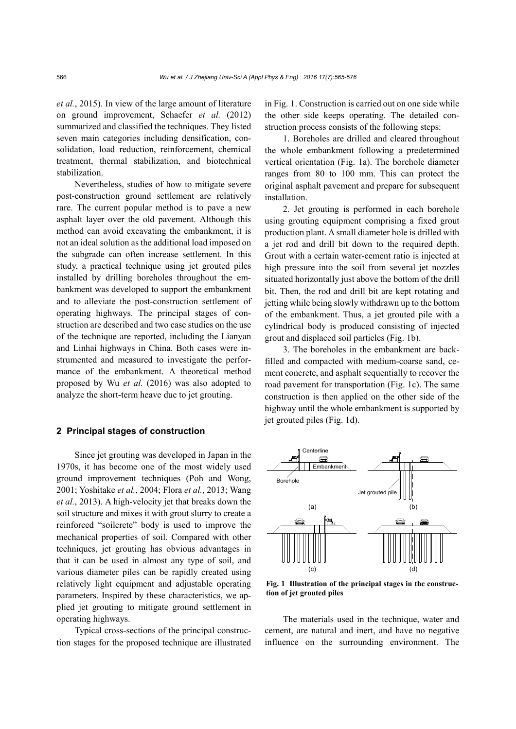*et al.*, 2015). In view of the large amount of literature on ground improvement, Schaefer *et al.* (2012) summarized and classified the techniques. They listed seven main categories including densification, consolidation, load reduction, reinforcement, chemical treatment, thermal stabilization, and biotechnical stabilization.

Nevertheless, studies of how to mitigate severe post-construction ground settlement are relatively rare. The current popular method is to pave a new asphalt layer over the old pavement. Although this method can avoid excavating the embankment, it is not an ideal solution as the additional load imposed on the subgrade can often increase settlement. In this study, a practical technique using jet grouted piles installed by drilling boreholes throughout the embankment was developed to support the embankment and to alleviate the post-construction settlement of operating highways. The principal stages of construction are described and two case studies on the use of the technique are reported, including the Lianyan and Linhai highways in China. Both cases were instrumented and measured to investigate the performance of the embankment. A theoretical method proposed by Wu *et al.* (2016) was also adopted to analyze the short-term heave due to jet grouting.

## 2 Principal stages of construction

Since jet grouting was developed in Japan in the 1970s, it has become one of the most widely used ground improvement techniques (Poh and Wong, 2001; Yoshitake *et al.*, 2004; Flora *et al.*, 2013; Wang *et al.*, 2013). A high-velocity jet that breaks down the soil structure and mixes it with grout slurry to create a reinforced "soilcrete" body is used to improve the mechanical properties of soil. Compared with other techniques, jet grouting has obvious advantages in that it can be used in almost any type of soil, and various diameter piles can be rapidly created using relatively light equipment and adjustable operating parameters. Inspired by these characteristics, we applied jet grouting to mitigate ground settlement in operating highways.

Typical cross-sections of the principal construction stages for the proposed technique are illustrated in Fig. 1. Construction is carried out on one side while the other side keeps operating. The detailed construction process consists of the following steps:

1. Boreholes are drilled and cleared throughout the whole embankment following a predetermined vertical orientation (Fig. 1a). The borehole diameter ranges from 80 to 100 mm. This can protect the original asphalt pavement and prepare for subsequent installation.

2. Jet grouting is performed in each borehole using grouting equipment comprising a fixed grout production plant. A small diameter hole is drilled with a jet rod and drill bit down to the required depth. Grout with a certain water-cement ratio is injected at high pressure into the soil from several jet nozzles situated horizontally just above the bottom of the drill bit. Then, the rod and drill bit are kept rotating and jetting while being slowly withdrawn up to the bottom of the embankment. Thus, a jet grouted pile with a cylindrical body is produced consisting of injected grout and displaced soil particles (Fig. 1b).

3. The boreholes in the embankment are backfilled and compacted with medium-coarse sand, cement concrete, and asphalt sequentially to recover the road pavement for transportation (Fig. 1c). The same construction is then applied on the other side of the highway until the whole embankment is supported by jet grouted piles (Fig. 1d).

**Fig. 1 Illustration of the principal stages in the construction of jet grouted piles**

The materials used in the technique, water and cement, are natural and inert, and have no negative influence on the surrounding environment. The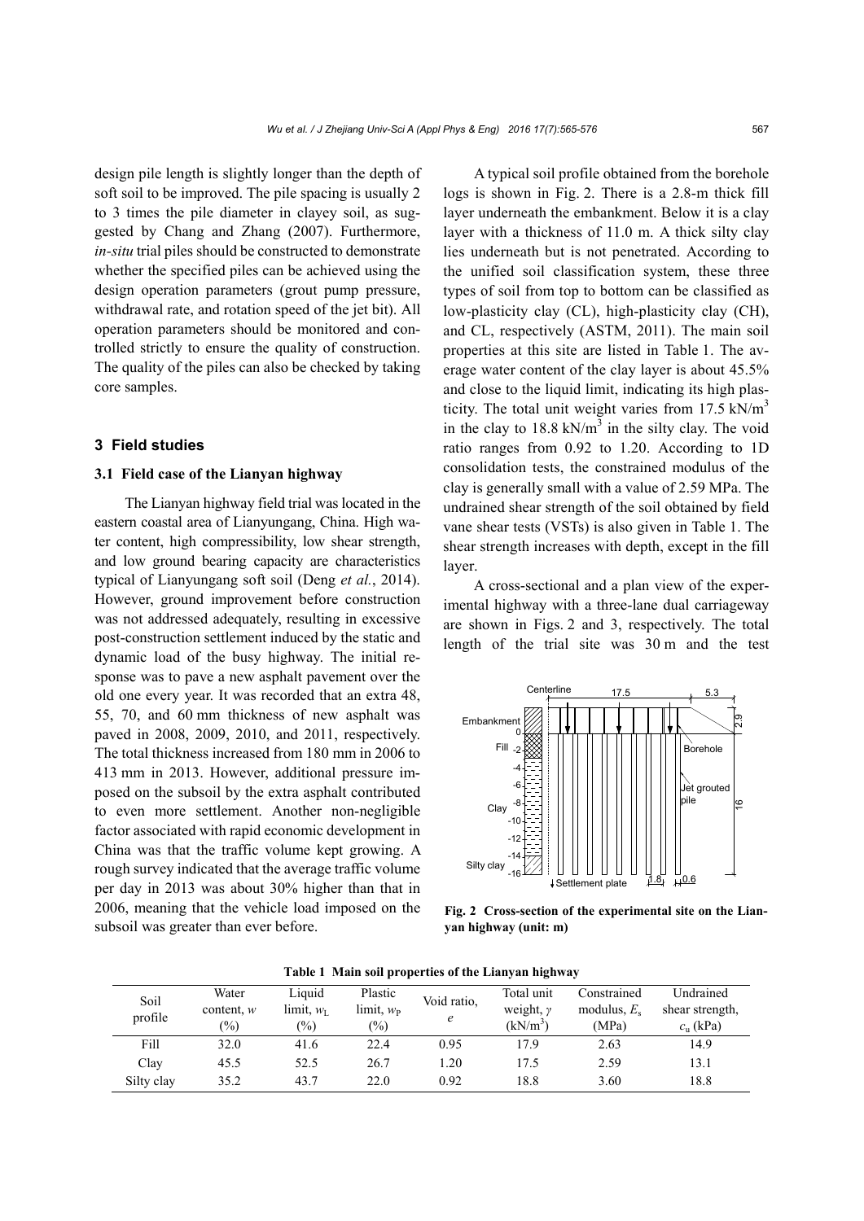design pile length is slightly longer than the depth of soft soil to be improved. The pile spacing is usually 2 to 3 times the pile diameter in clayey soil, as suggested by Chang and Zhang (2007). Furthermore, *in-situ* trial piles should be constructed to demonstrate whether the specified piles can be achieved using the design operation parameters (grout pump pressure, withdrawal rate, and rotation speed of the jet bit). All operation parameters should be monitored and controlled strictly to ensure the quality of construction. The quality of the piles can also be checked by taking core samples.

## 3 Field studies

### 3.1 Field case of the Lianyan highway

The Lianyan highway field trial was located in the eastern coastal area of Lianyungang, China. High water content, high compressibility, low shear strength, and low ground bearing capacity are characteristics typical of Lianyungang soft soil (Deng *et al.*, 2014). However, ground improvement before construction was not addressed adequately, resulting in excessive post-construction settlement induced by the static and dynamic load of the busy highway. The initial response was to pave a new asphalt pavement over the old one every year. It was recorded that an extra 48, 55, 70, and 60 mm thickness of new asphalt was paved in 2008, 2009, 2010, and 2011, respectively. The total thickness increased from 180 mm in 2006 to 413 mm in 2013. However, additional pressure imposed on the subsoil by the extra asphalt contributed to even more settlement. Another non-negligible factor associated with rapid economic development in China was that the traffic volume kept growing. A rough survey indicated that the average traffic volume per day in 2013 was about 30% higher than that in 2006, meaning that the vehicle load imposed on the subsoil was greater than ever before.

A typical soil profile obtained from the borehole logs is shown in Fig. 2. There is a 2.8-m thick fill layer underneath the embankment. Below it is a clay layer with a thickness of 11.0 m. A thick silty clay lies underneath but is not penetrated. According to the unified soil classification system, these three types of soil from top to bottom can be classified as low-plasticity clay (CL), high-plasticity clay (CH), and CL, respectively (ASTM, 2011). The main soil properties at this site are listed in Table 1. The average water content of the clay layer is about 45.5% and close to the liquid limit, indicating its high plasticity. The total unit weight varies from 17.5 kN/m$^3$ in the clay to 18.8 kN/m$^3$ in the silty clay. The void ratio ranges from 0.92 to 1.20. According to 1D consolidation tests, the constrained modulus of the clay is generally small with a value of 2.59 MPa. The undrained shear strength of the soil obtained by field vane shear tests (VSTs) is also given in Table 1. The shear strength increases with depth, except in the fill layer.

A cross-sectional and a plan view of the experimental highway with a three-lane dual carriageway are shown in Figs. 2 and 3, respectively. The total length of the trial site was 30 m and the test

**Fig. 2 Cross-section of the experimental site on the Lianyan highway (unit: m)**

**Table 1 Main soil properties of the Lianyan highway**

| Soil profile | Water content, $w$ (%) | Liquid limit, $w_L$ (%) | Plastic limit, $w_P$ (%) | Void ratio, $e$ | Total unit weight, $\gamma$ (kN/m$^3$) | Constrained modulus, $E_s$ (MPa) | Undrained shear strength, $c_u$ (kPa) |
|---|---|---|---|---|---|---|---|
| Fill | 32.0 | 41.6 | 22.4 | 0.95 | 17.9 | 2.63 | 14.9 |
| Clay | 45.5 | 52.5 | 26.7 | 1.20 | 17.5 | 2.59 | 13.1 |
| Silty clay | 35.2 | 43.7 | 22.0 | 0.92 | 18.8 | 3.60 | 18.8 |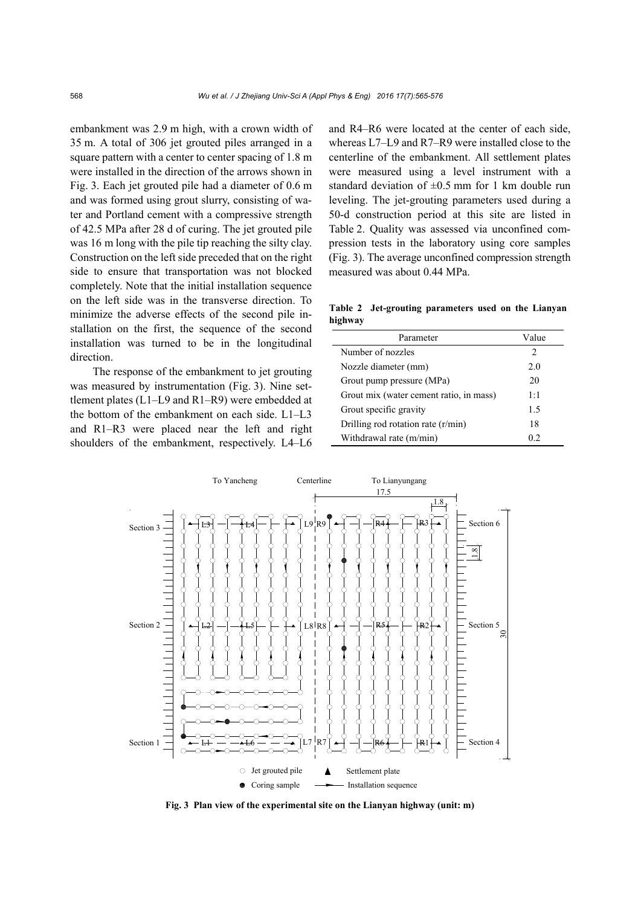embankment was 2.9 m high, with a crown width of 35 m. A total of 306 jet grouted piles arranged in a square pattern with a center to center spacing of 1.8 m were installed in the direction of the arrows shown in Fig. 3. Each jet grouted pile had a diameter of 0.6 m and was formed using grout slurry, consisting of water and Portland cement with a compressive strength of 42.5 MPa after 28 d of curing. The jet grouted pile was 16 m long with the pile tip reaching the silty clay. Construction on the left side preceded that on the right side to ensure that transportation was not blocked completely. Note that the initial installation sequence on the left side was in the transverse direction. To minimize the adverse effects of the second pile installation on the first, the sequence of the second installation was turned to be in the longitudinal direction.

The response of the embankment to jet grouting was measured by instrumentation (Fig. 3). Nine settlement plates (L1–L9 and R1–R9) were embedded at the bottom of the embankment on each side. L1–L3 and R1–R3 were placed near the left and right shoulders of the embankment, respectively. L4–L6 and R4–R6 were located at the center of each side, whereas L7–L9 and R7–R9 were installed close to the centerline of the embankment. All settlement plates were measured using a level instrument with a standard deviation of ±0.5 mm for 1 km double run leveling. The jet-grouting parameters used during a 50-d construction period at this site are listed in Table 2. Quality was assessed via unconfined compression tests in the laboratory using core samples (Fig. 3). The average unconfined compression strength measured was about 0.44 MPa.

**Table 2 Jet-grouting parameters used on the Lianyan highway**

| Parameter | Value |
|---|---|
| Number of nozzles | 2 |
| Nozzle diameter (mm) | 2.0 |
| Grout pump pressure (MPa) | 20 |
| Grout mix (water cement ratio, in mass) | 1:1 |
| Grout specific gravity | 1.5 |
| Drilling rod rotation rate (r/min) | 18 |
| Withdrawal rate (m/min) | 0.2 |

**Fig. 3 Plan view of the experimental site on the Lianyan highway (unit: m)**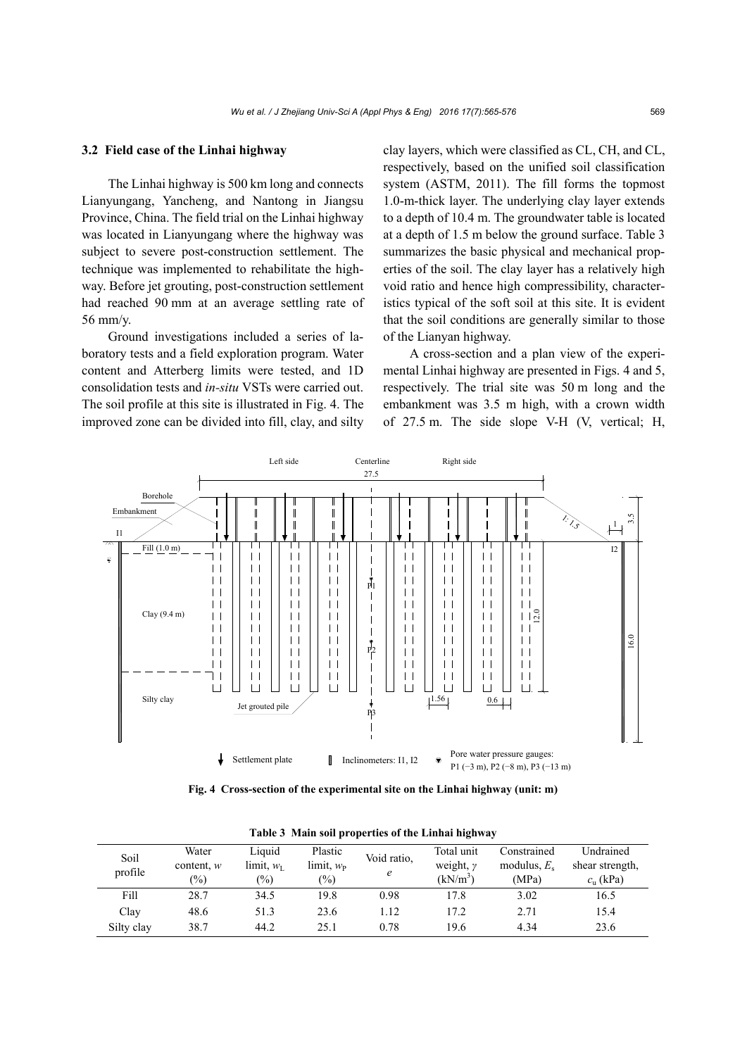### 3.2 Field case of the Linhai highway

The Linhai highway is 500 km long and connects Lianyungang, Yancheng, and Nantong in Jiangsu Province, China. The field trial on the Linhai highway was located in Lianyungang where the highway was subject to severe post-construction settlement. The technique was implemented to rehabilitate the highway. Before jet grouting, post-construction settlement had reached 90 mm at an average settling rate of 56 mm/y.

Ground investigations included a series of laboratory tests and a field exploration program. Water content and Atterberg limits were tested, and 1D consolidation tests and *in-situ* VSTs were carried out. The soil profile at this site is illustrated in Fig. 4. The improved zone can be divided into fill, clay, and silty clay layers, which were classified as CL, CH, and CL, respectively, based on the unified soil classification system (ASTM, 2011). The fill forms the topmost 1.0-m-thick layer. The underlying clay layer extends to a depth of 10.4 m. The groundwater table is located at a depth of 1.5 m below the ground surface. Table 3 summarizes the basic physical and mechanical properties of the soil. The clay layer has a relatively high void ratio and hence high compressibility, characteristics typical of the soft soil at this site. It is evident that the soil conditions are generally similar to those of the Lianyan highway.

A cross-section and a plan view of the experimental Linhai highway are presented in Figs. 4 and 5, respectively. The trial site was 50 m long and the embankment was 3.5 m high, with a crown width of 27.5 m. The side slope V-H (V, vertical; H,

**Fig. 4 Cross-section of the experimental site on the Linhai highway (unit: m)**

**Table 3 Main soil properties of the Linhai highway**

| Soil profile | Water content, $w$ (%) | Liquid limit, $w_L$ (%) | Plastic limit, $w_P$ (%) | Void ratio, $e$ | Total unit weight, $\gamma$ (kN/m$^3$) | Constrained modulus, $E_s$ (MPa) | Undrained shear strength, $c_u$ (kPa) |
|---|---|---|---|---|---|---|---|
| Fill | 28.7 | 34.5 | 19.8 | 0.98 | 17.8 | 3.02 | 16.5 |
| Clay | 48.6 | 51.3 | 23.6 | 1.12 | 17.2 | 2.71 | 15.4 |
| Silty clay | 38.7 | 44.2 | 25.1 | 0.78 | 19.6 | 4.34 | 23.6 |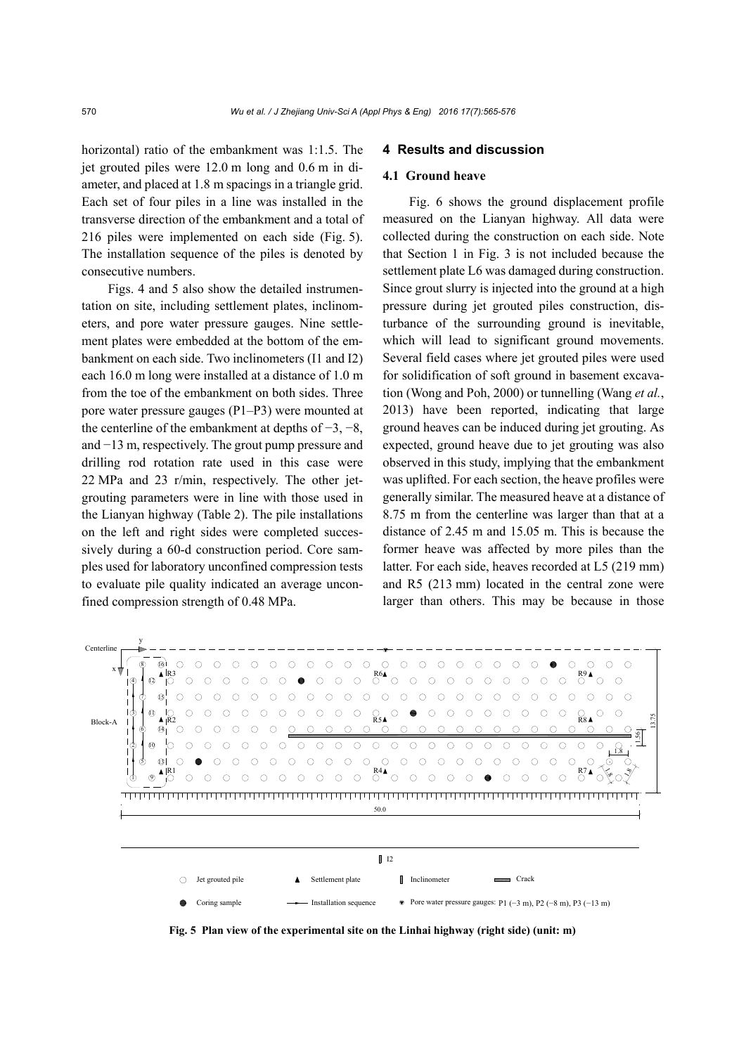horizontal) ratio of the embankment was 1:1.5. The jet grouted piles were 12.0 m long and 0.6 m in diameter, and placed at 1.8 m spacings in a triangle grid. Each set of four piles in a line was installed in the transverse direction of the embankment and a total of 216 piles were implemented on each side (Fig. 5). The installation sequence of the piles is denoted by consecutive numbers.

Figs. 4 and 5 also show the detailed instrumentation on site, including settlement plates, inclinometers, and pore water pressure gauges. Nine settlement plates were embedded at the bottom of the embankment on each side. Two inclinometers (I1 and I2) each 16.0 m long were installed at a distance of 1.0 m from the toe of the embankment on both sides. Three pore water pressure gauges (P1–P3) were mounted at the centerline of the embankment at depths of −3, −8, and −13 m, respectively. The grout pump pressure and drilling rod rotation rate used in this case were 22 MPa and 23 r/min, respectively. The other jet-grouting parameters were in line with those used in the Lianyan highway (Table 2). The pile installations on the left and right sides were completed successively during a 60-d construction period. Core samples used for laboratory unconfined compression tests to evaluate pile quality indicated an average unconfined compression strength of 0.48 MPa.

## 4 Results and discussion

### 4.1 Ground heave

Fig. 6 shows the ground displacement profile measured on the Lianyan highway. All data were collected during the construction on each side. Note that Section 1 in Fig. 3 is not included because the settlement plate L6 was damaged during construction. Since grout slurry is injected into the ground at a high pressure during jet grouted piles construction, disturbance of the surrounding ground is inevitable, which will lead to significant ground movements. Several field cases where jet grouted piles were used for solidification of soft ground in basement excavation (Wong and Poh, 2000) or tunnelling (Wang *et al.*, 2013) have been reported, indicating that large ground heaves can be induced during jet grouting. As expected, ground heave due to jet grouting was also observed in this study, implying that the embankment was uplifted. For each section, the heave profiles were generally similar. The measured heave at a distance of 8.75 m from the centerline was larger than that at a distance of 2.45 m and 15.05 m. This is because the former heave was affected by more piles than the latter. For each side, heaves recorded at L5 (219 mm) and R5 (213 mm) located in the central zone were larger than others. This may be because in those

**Fig. 5 Plan view of the experimental site on the Linhai highway (right side) (unit: m)**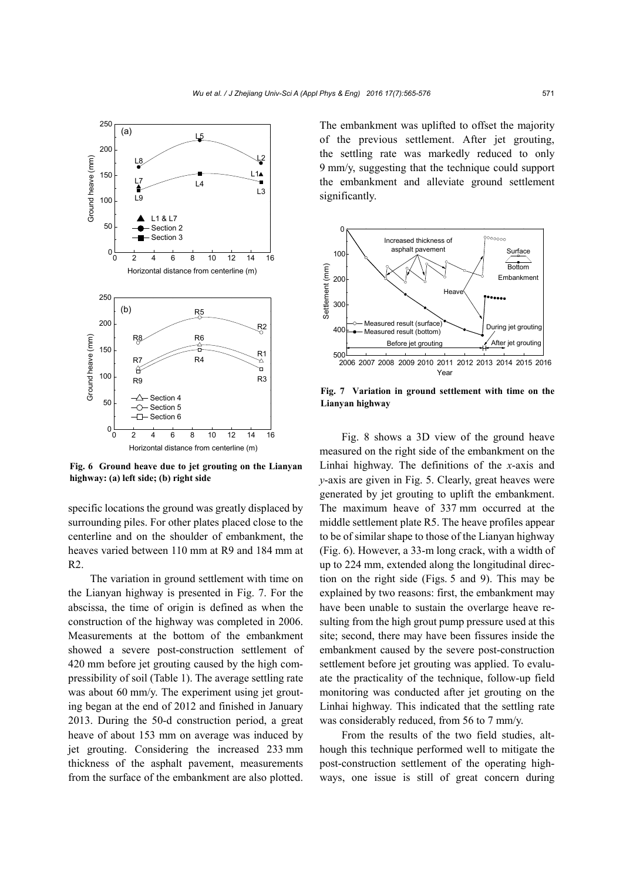Fig. 6 Ground heave due to jet grouting on the Lianyan highway: (a) left side; (b) right side

specific locations the ground was greatly displaced by surrounding piles. For other plates placed close to the centerline and on the shoulder of embankment, the heaves varied between 110 mm at R9 and 184 mm at R2.

The variation in ground settlement with time on the Lianyan highway is presented in Fig. 7. For the abscissa, the time of origin is defined as when the construction of the highway was completed in 2006. Measurements at the bottom of the embankment showed a severe post-construction settlement of 420 mm before jet grouting caused by the high compressibility of soil (Table 1). The average settling rate was about 60 mm/y. The experiment using jet grouting began at the end of 2012 and finished in January 2013. During the 50-d construction period, a great heave of about 153 mm on average was induced by jet grouting. Considering the increased 233 mm thickness of the asphalt pavement, measurements from the surface of the embankment are also plotted. The embankment was uplifted to offset the majority of the previous settlement. After jet grouting, the settling rate was markedly reduced to only 9 mm/y, suggesting that the technique could support the embankment and alleviate ground settlement significantly.

Fig. 7 Variation in ground settlement with time on the Lianyan highway

Fig. 8 shows a 3D view of the ground heave measured on the right side of the embankment on the Linhai highway. The definitions of the *x*-axis and *y*-axis are given in Fig. 5. Clearly, great heaves were generated by jet grouting to uplift the embankment. The maximum heave of 337 mm occurred at the middle settlement plate R5. The heave profiles appear to be of similar shape to those of the Lianyan highway (Fig. 6). However, a 33-m long crack, with a width of up to 224 mm, extended along the longitudinal direction on the right side (Figs. 5 and 9). This may be explained by two reasons: first, the embankment may have been unable to sustain the overlarge heave resulting from the high grout pump pressure used at this site; second, there may have been fissures inside the embankment caused by the severe post-construction settlement before jet grouting was applied. To evaluate the practicality of the technique, follow-up field monitoring was conducted after jet grouting on the Linhai highway. This indicated that the settling rate was considerably reduced, from 56 to 7 mm/y.

From the results of the two field studies, although this technique performed well to mitigate the post-construction settlement of the operating highways, one issue is still of great concern during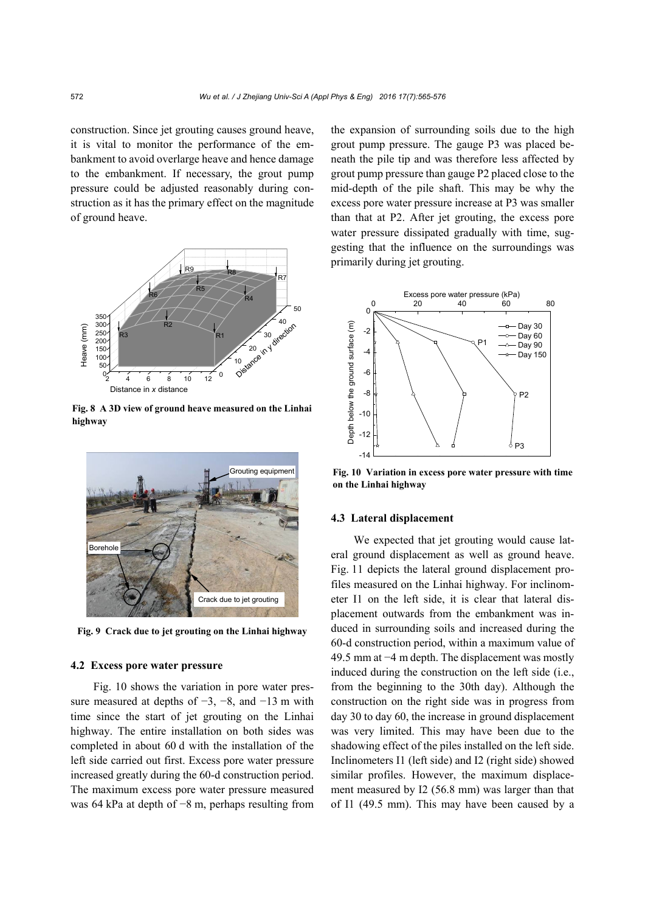construction. Since jet grouting causes ground heave, it is vital to monitor the performance of the embankment to avoid overlarge heave and hence damage to the embankment. If necessary, the grout pump pressure could be adjusted reasonably during construction as it has the primary effect on the magnitude of ground heave.

**Fig. 8 A 3D view of ground heave measured on the Linhai highway**

**Fig. 9 Crack due to jet grouting on the Linhai highway**

### 4.2 Excess pore water pressure

Fig. 10 shows the variation in pore water pressure measured at depths of −3, −8, and −13 m with time since the start of jet grouting on the Linhai highway. The entire installation on both sides was completed in about 60 d with the installation of the left side carried out first. Excess pore water pressure increased greatly during the 60-d construction period. The maximum excess pore water pressure measured was 64 kPa at depth of −8 m, perhaps resulting from the expansion of surrounding soils due to the high grout pump pressure. The gauge P3 was placed beneath the pile tip and was therefore less affected by grout pump pressure than gauge P2 placed close to the mid-depth of the pile shaft. This may be why the excess pore water pressure increase at P3 was smaller than that at P2. After jet grouting, the excess pore water pressure dissipated gradually with time, suggesting that the influence on the surroundings was primarily during jet grouting.

**Fig. 10 Variation in excess pore water pressure with time on the Linhai highway**

### 4.3 Lateral displacement

We expected that jet grouting would cause lateral ground displacement as well as ground heave. Fig. 11 depicts the lateral ground displacement profiles measured on the Linhai highway. For inclinometer I1 on the left side, it is clear that lateral displacement outwards from the embankment was induced in surrounding soils and increased during the 60-d construction period, within a maximum value of 49.5 mm at −4 m depth. The displacement was mostly induced during the construction on the left side (i.e., from the beginning to the 30th day). Although the construction on the right side was in progress from day 30 to day 60, the increase in ground displacement was very limited. This may have been due to the shadowing effect of the piles installed on the left side. Inclinometers I1 (left side) and I2 (right side) showed similar profiles. However, the maximum displacement measured by I2 (56.8 mm) was larger than that of I1 (49.5 mm). This may have been caused by a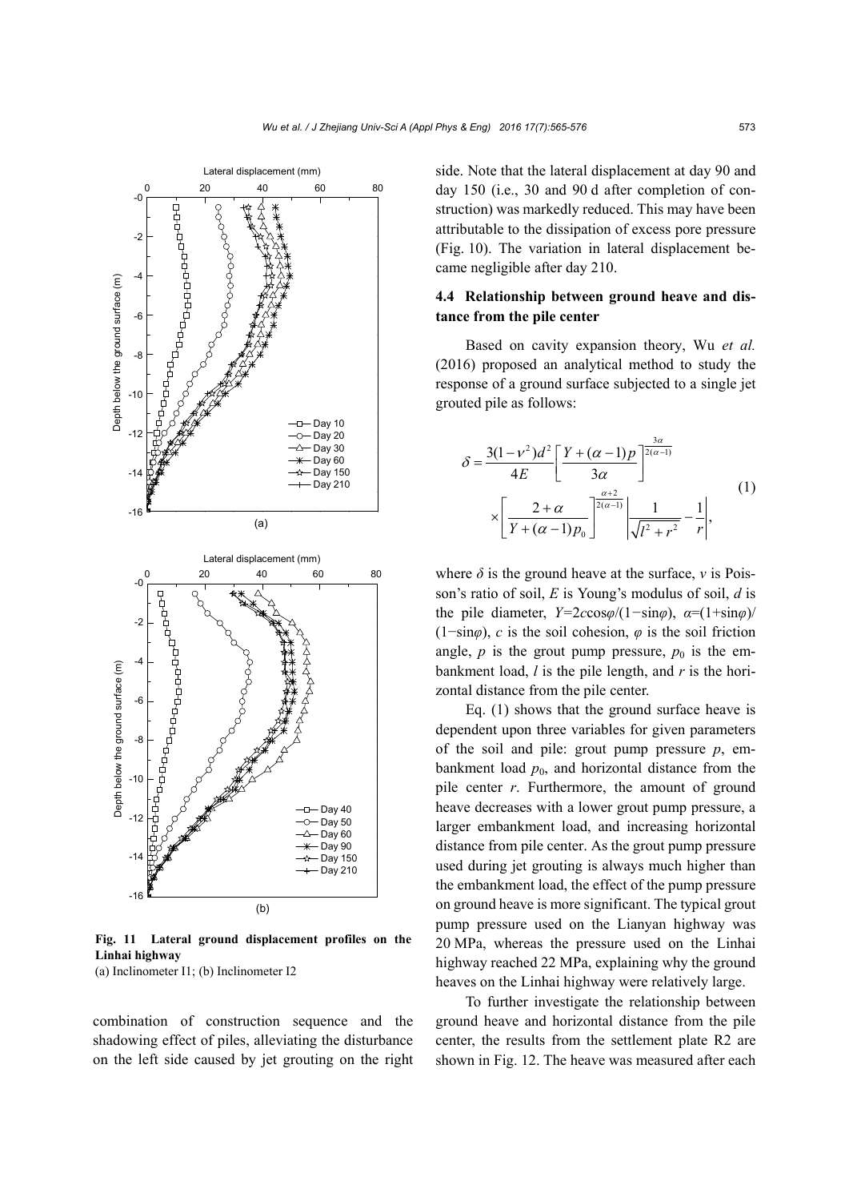Fig. 11 Lateral ground displacement profiles on the Linhai highway
(a) Inclinometer I1; (b) Inclinometer I2

combination of construction sequence and the shadowing effect of piles, alleviating the disturbance on the left side caused by jet grouting on the right side. Note that the lateral displacement at day 90 and day 150 (i.e., 30 and 90 d after completion of construction) was markedly reduced. This may have been attributable to the dissipation of excess pore pressure (Fig. 10). The variation in lateral displacement became negligible after day 210.

### 4.4 Relationship between ground heave and distance from the pile center

Based on cavity expansion theory, Wu *et al.* (2016) proposed an analytical method to study the response of a ground surface subjected to a single jet grouted pile as follows:

$$\delta = \frac{3(1-v^2)d^2}{4E}\left[\frac{Y+(\alpha-1)p}{3\alpha}\right]^{\frac{3\alpha}{2(\alpha-1)}} \times \left[\frac{2+\alpha}{Y+(\alpha-1)p_0}\right]^{\frac{\alpha+2}{2(\alpha-1)}} \left|\frac{1}{\sqrt{l^2+r^2}}-\frac{1}{r}\right|, \tag{1}$$

where $\delta$ is the ground heave at the surface, $v$ is Poisson's ratio of soil, $E$ is Young's modulus of soil, $d$ is the pile diameter, $Y=2c\cos\varphi/(1-\sin\varphi)$, $\alpha=(1+\sin\varphi)/(1-\sin\varphi)$, $c$ is the soil cohesion, $\varphi$ is the soil friction angle, $p$ is the grout pump pressure, $p_0$ is the embankment load, $l$ is the pile length, and $r$ is the horizontal distance from the pile center.

Eq. (1) shows that the ground surface heave is dependent upon three variables for given parameters of the soil and pile: grout pump pressure $p$, embankment load $p_0$, and horizontal distance from the pile center $r$. Furthermore, the amount of ground heave decreases with a lower grout pump pressure, a larger embankment load, and increasing horizontal distance from pile center. As the grout pump pressure used during jet grouting is always much higher than the embankment load, the effect of the pump pressure on ground heave is more significant. The typical grout pump pressure used on the Lianyan highway was 20 MPa, whereas the pressure used on the Linhai highway reached 22 MPa, explaining why the ground heaves on the Linhai highway were relatively large.

To further investigate the relationship between ground heave and horizontal distance from the pile center, the results from the settlement plate R2 are shown in Fig. 12. The heave was measured after each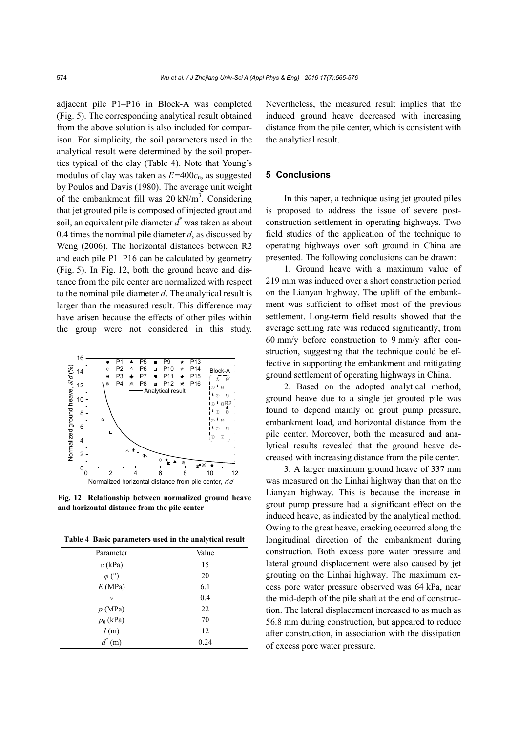adjacent pile P1–P16 in Block-A was completed (Fig. 5). The corresponding analytical result obtained from the above solution is also included for comparison. For simplicity, the soil parameters used in the analytical result were determined by the soil properties typical of the clay (Table 4). Note that Young's modulus of clay was taken as $E$=400$c_u$, as suggested by Poulos and Davis (1980). The average unit weight of the embankment fill was 20 kN/m$^3$. Considering that jet grouted pile is composed of injected grout and soil, an equivalent pile diameter $d^*$ was taken as about 0.4 times the nominal pile diameter $d$, as discussed by Weng (2006). The horizontal distances between R2 and each pile P1–P16 can be calculated by geometry (Fig. 5). In Fig. 12, both the ground heave and distance from the pile center are normalized with respect to the nominal pile diameter $d$. The analytical result is larger than the measured result. This difference may have arisen because the effects of other piles within the group were not considered in this study.

**Fig. 12 Relationship between normalized ground heave and horizontal distance from the pile center**

**Table 4 Basic parameters used in the analytical result**

| Parameter | Value |
|---|---|
| $c$ (kPa) | 15 |
| $\varphi$ (°) | 20 |
| $E$ (MPa) | 6.1 |
| $v$ | 0.4 |
| $p$ (MPa) | 22 |
| $p_0$ (kPa) | 70 |
| $l$ (m) | 12 |
| $d^*$ (m) | 0.24 |

Nevertheless, the measured result implies that the induced ground heave decreased with increasing distance from the pile center, which is consistent with the analytical result.

## 5 Conclusions

In this paper, a technique using jet grouted piles is proposed to address the issue of severe post-construction settlement in operating highways. Two field studies of the application of the technique to operating highways over soft ground in China are presented. The following conclusions can be drawn:

1. Ground heave with a maximum value of 219 mm was induced over a short construction period on the Lianyan highway. The uplift of the embankment was sufficient to offset most of the previous settlement. Long-term field results showed that the average settling rate was reduced significantly, from 60 mm/y before construction to 9 mm/y after construction, suggesting that the technique could be effective in supporting the embankment and mitigating ground settlement of operating highways in China.

2. Based on the adopted analytical method, ground heave due to a single jet grouted pile was found to depend mainly on grout pump pressure, embankment load, and horizontal distance from the pile center. Moreover, both the measured and analytical results revealed that the ground heave decreased with increasing distance from the pile center.

3. A larger maximum ground heave of 337 mm was measured on the Linhai highway than that on the Lianyan highway. This is because the increase in grout pump pressure had a significant effect on the induced heave, as indicated by the analytical method. Owing to the great heave, cracking occurred along the longitudinal direction of the embankment during construction. Both excess pore water pressure and lateral ground displacement were also caused by jet grouting on the Linhai highway. The maximum excess pore water pressure observed was 64 kPa, near the mid-depth of the pile shaft at the end of construction. The lateral displacement increased to as much as 56.8 mm during construction, but appeared to reduce after construction, in association with the dissipation of excess pore water pressure.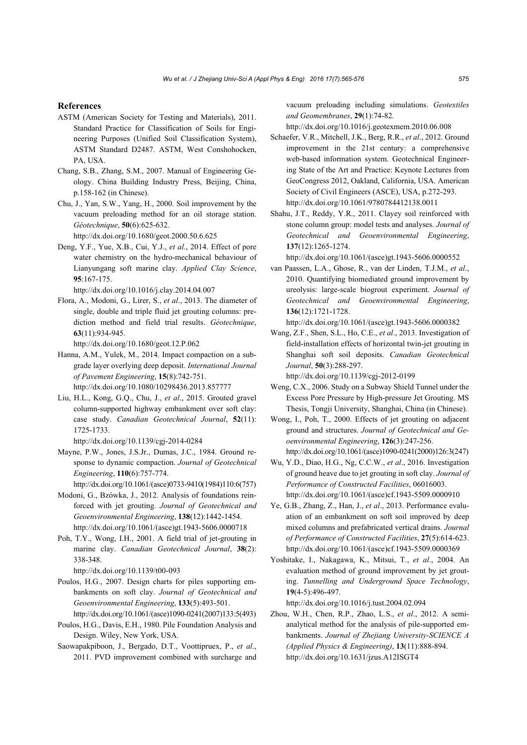## References

ASTM (American Society for Testing and Materials), 2011. Standard Practice for Classification of Soils for Engineering Purposes (Unified Soil Classification System), ASTM Standard D2487. ASTM, West Conshohocken, PA, USA.

Chang, S.B., Zhang, S.M., 2007. Manual of Engineering Geology. China Building Industry Press, Beijing, China, p.158-162 (in Chinese).

Chu, J., Yan, S.W., Yang, H., 2000. Soil improvement by the vacuum preloading method for an oil storage station. *Géotechnique*, **50**(6):625-632. http://dx.doi.org/10.1680/geot.2000.50.6.625

Deng, Y.F., Yue, X.B., Cui, Y.J., *et al*., 2014. Effect of pore water chemistry on the hydro-mechanical behaviour of Lianyungang soft marine clay. *Applied Clay Science*, **95**:167-175. http://dx.doi.org/10.1016/j.clay.2014.04.007

Flora, A., Modoni, G., Lirer, S., *et al*., 2013. The diameter of single, double and triple fluid jet grouting columns: prediction method and field trial results. *Géotechnique*, **63**(11):934-945. http://dx.doi.org/10.1680/geot.12.P.062

Hanna, A.M., Yulek, M., 2014. Impact compaction on a subgrade layer overlying deep deposit. *International Journal of Pavement Engineering*, **15**(8):742-751. http://dx.doi.org/10.1080/10298436.2013.857777

Liu, H.L., Kong, G.Q., Chu, J., *et al*., 2015. Grouted gravel column-supported highway embankment over soft clay: case study. *Canadian Geotechnical Journal*, **52**(11): 1725-1733. http://dx.doi.org/10.1139/cgj-2014-0284

Mayne, P.W., Jones, J.S.Jr., Dumas, J.C., 1984. Ground response to dynamic compaction. *Journal of Geotechnical Engineering*, **110**(6):757-774. http://dx.doi.org/10.1061/(asce)0733-9410(1984)110:6(757)

Modoni, G., Bzówka, J., 2012. Analysis of foundations reinforced with jet grouting. *Journal of Geotechnical and Geoenvironmental Engineering*, **138**(12):1442-1454. http://dx.doi.org/10.1061/(asce)gt.1943-5606.0000718

Poh, T.Y., Wong, I.H., 2001. A field trial of jet-grouting in marine clay. *Canadian Geotechnical Journal*, **38**(2): 338-348. http://dx.doi.org/10.1139/t00-093

Poulos, H.G., 2007. Design charts for piles supporting embankments on soft clay. *Journal of Geotechnical and Geoenvironmental Engineering*, **133**(5):493-501. http://dx.doi.org/10.1061/(asce)1090-0241(2007)133:5(493)

Poulos, H.G., Davis, E.H., 1980. Pile Foundation Analysis and Design. Wiley, New York, USA.

Saowapakpiboon, J., Bergado, D.T., Voottipruex, P., *et al*., 2011. PVD improvement combined with surcharge and vacuum preloading including simulations. *Geotextiles and Geomembranes*, **29**(1):74-82. http://dx.doi.org/10.1016/j.geotexmem.2010.06.008

Schaefer, V.R., Mitchell, J.K., Berg, R.R., *et al*., 2012. Ground improvement in the 21st century: a comprehensive web-based information system. Geotechnical Engineering State of the Art and Practice: Keynote Lectures from GeoCongress 2012, Oakland, California, USA. American Society of Civil Engineers (ASCE), USA, p.272-293. http://dx.doi.org/10.1061/9780784412138.0011

Shahu, J.T., Reddy, Y.R., 2011. Clayey soil reinforced with stone column group: model tests and analyses. *Journal of Geotechnical and Geoenvironmental Engineering*, **137**(12):1265-1274. http://dx.doi.org/10.1061/(asce)gt.1943-5606.0000552

van Paassen, L.A., Ghose, R., van der Linden, T.J.M., *et al*., 2010. Quantifying biomediated ground improvement by ureolysis: large-scale biogrout experiment. *Journal of Geotechnical and Geoenvironmental Engineering*, **136**(12):1721-1728. http://dx.doi.org/10.1061/(asce)gt.1943-5606.0000382

Wang, Z.F., Shen, S.L., Ho, C.E., *et al*., 2013. Investigation of field-installation effects of horizontal twin-jet grouting in Shanghai soft soil deposits. *Canadian Geotechnical Journal*, **50**(3):288-297. http://dx.doi.org/10.1139/cgj-2012-0199

Weng, C.X., 2006. Study on a Subway Shield Tunnel under the Excess Pore Pressure by High-pressure Jet Grouting. MS Thesis, Tongji University, Shanghai, China (in Chinese).

Wong, I., Poh, T., 2000. Effects of jet grouting on adjacent ground and structures. *Journal of Geotechnical and Geoenvironmental Engineering*, **126**(3):247-256. http://dx.doi.org/10.1061/(asce)1090-0241(2000)126:3(247)

Wu, Y.D., Diao, H.G., Ng, C.C.W., *et al*., 2016. Investigation of ground heave due to jet grouting in soft clay. *Journal of Performance of Constructed Facilities*, 06016003. http://dx.doi.org/10.1061/(asce)cf.1943-5509.0000910

Ye, G.B., Zhang, Z., Han, J., *et al*., 2013. Performance evaluation of an embankment on soft soil improved by deep mixed columns and prefabricated vertical drains. *Journal of Performance of Constructed Facilities*, **27**(5):614-623. http://dx.doi.org/10.1061/(asce)cf.1943-5509.0000369

Yoshitake, I., Nakagawa, K., Mitsui, T., *et al*., 2004. An evaluation method of ground improvement by jet grouting. *Tunnelling and Underground Space Technology*, **19**(4-5):496-497. http://dx.doi.org/10.1016/j.tust.2004.02.094

Zhou, W.H., Chen, R.P., Zhao, L.S., *et al*., 2012. A semi-analytical method for the analysis of pile-supported embankments. *Journal of Zhejiang University-SCIENCE A (Applied Physics & Engineering)*, **13**(11):888-894. http://dx.doi.org/10.1631/jzus.A12ISGT4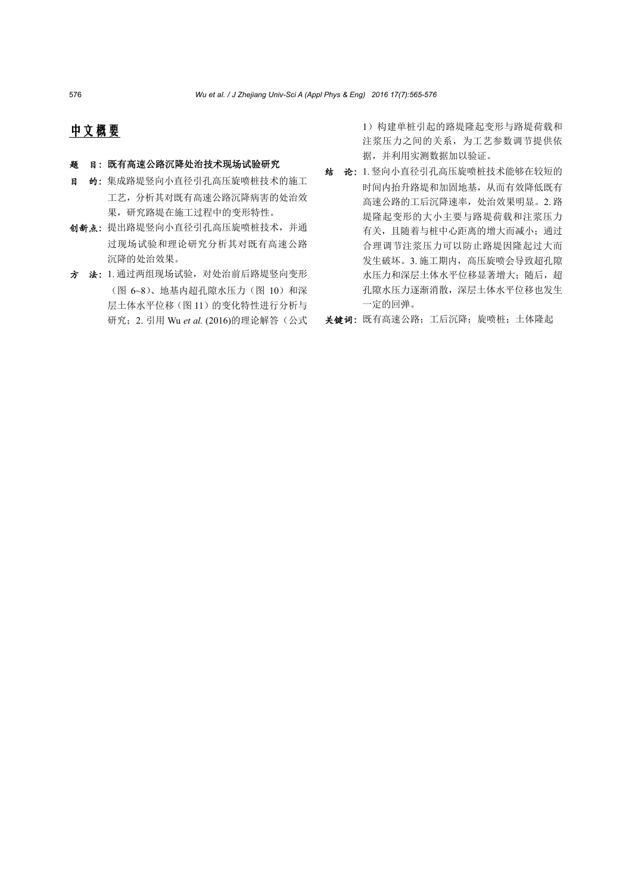## 中文概要

**题　目：既有高速公路沉降处治技术现场试验研究**

**目　的：** 集成路堤竖向小直径引孔高压旋喷桩技术的施工工艺，分析其对既有高速公路沉降病害的处治效果，研究路堤在施工过程中的变形特性。

**创新点：** 提出路堤竖向小直径引孔高压旋喷桩技术，并通过现场试验和理论研究分析其对既有高速公路沉降的处治效果。

**方　法：** 1. 通过两组现场试验，对处治前后路堤竖向变形（图 6~8）、地基内超孔隙水压力（图 10）和深层土体水平位移（图 11）的变化特性进行分析与研究；2. 引用 Wu *et al.* (2016)的理论解答（公式 1）构建单桩引起的路堤隆起变形与路堤荷载和注浆压力之间的关系，为工艺参数调节提供依据，并利用实测数据加以验证。

**结　论：** 1. 竖向小直径引孔高压旋喷桩技术能够在较短的时间内抬升路堤和加固地基，从而有效降低既有高速公路的工后沉降速率，处治效果明显。2. 路堤隆起变形的大小主要与路堤荷载和注浆压力有关，且随着与桩中心距离的增大而减小；通过合理调节注浆压力可以防止路堤因隆起过大而发生破坏。3. 施工期内，高压旋喷会导致超孔隙水压力和深层土体水平位移显著增大；随后，超孔隙水压力逐渐消散，深层土体水平位移也发生一定的回弹。

**关键词：** 既有高速公路；工后沉降；旋喷桩；土体隆起